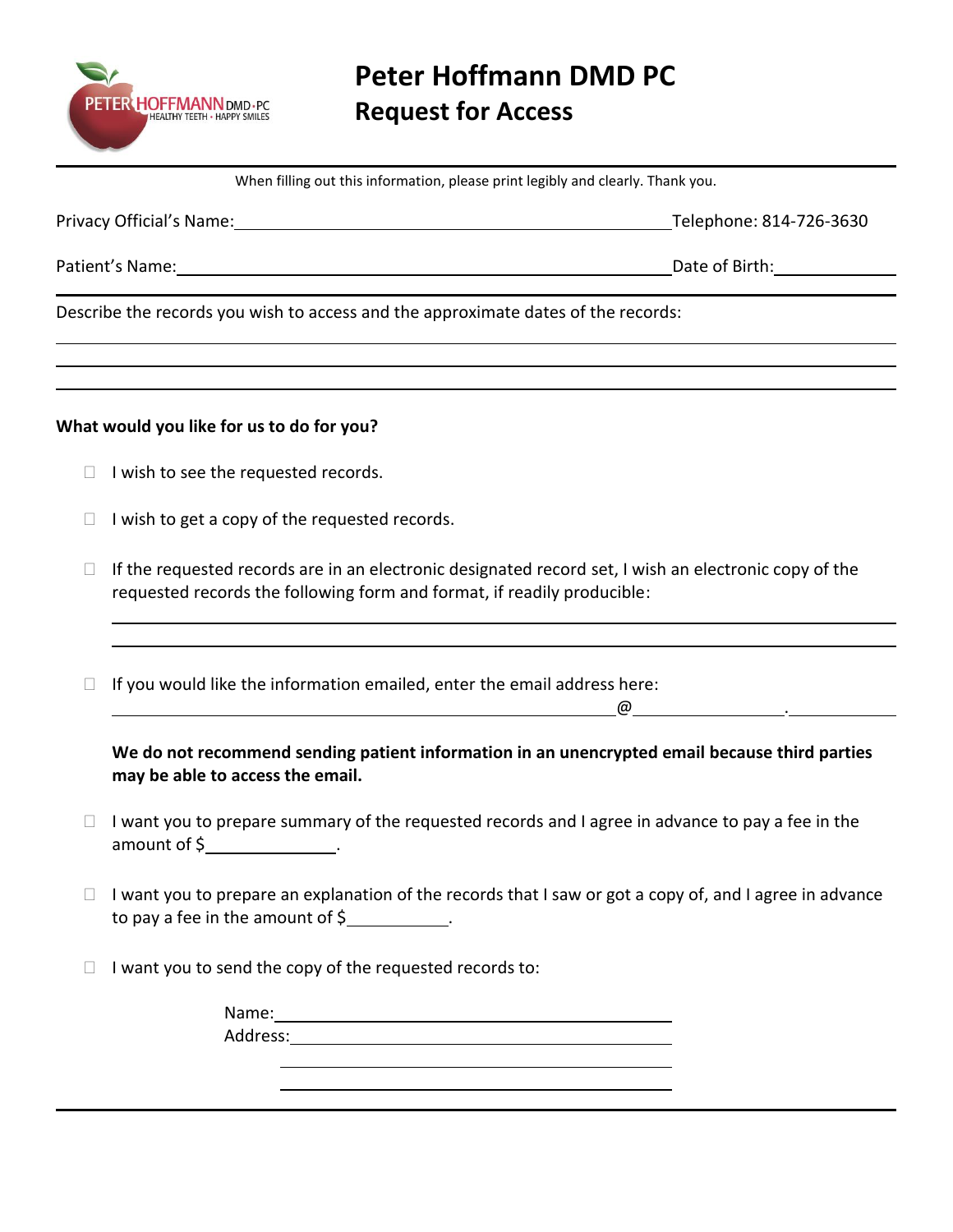# Peter Hoffmann DMD PC

## Request for Access

When filling out this information, please print legibly and clearly. Thank you.

Privacy Official's Name:\_\_\_\_\_\_\_\_\_\_\_\_\_\_\_\_\_\_\_\_\_\_\_\_\_\_\_\_\_\_ Telephone: 814-726-3630

Patient's Name:\_\_\_\_\_\_\_\_\_\_\_\_\_\_\_\_\_\_\_\_\_\_\_\_\_\_\_\_\_\_ Date of Birth:\_\_\_\_\_\_\_\_\_\_

Describe the records you wish to access and the approximate dates of the records:

\_\_\_\_\_\_\_\_\_\_\_\_\_\_\_\_\_\_\_\_\_\_\_\_\_\_\_\_\_\_\_\_\_\_\_\_\_\_\_\_\_\_\_\_\_\_\_\_\_\_\_\_\_\_\_\_

\_\_\_\_\_\_\_\_\_\_\_\_\_\_\_\_\_\_\_\_\_\_\_\_\_\_\_\_\_\_\_\_\_\_\_\_\_\_\_\_\_\_\_\_\_\_\_\_\_\_\_\_\_\_\_\_

\_\_\_\_\_\_\_\_\_\_\_\_\_\_\_\_\_\_\_\_\_\_\_\_\_\_\_\_\_\_\_\_\_\_\_\_\_\_\_\_\_\_\_\_\_\_\_\_\_\_\_\_\_\_\_\_

**What would you like for us to do for you?**

- ☐ I wish to see the requested records.
- ☐ I wish to get a copy of the requested records.
- ☐ If the requested records are in an electronic designated record set, I wish an electronic copy of the requested records the following form and format, if readily producible:

  \_\_\_\_\_\_\_\_\_\_\_\_\_\_\_\_\_\_\_\_\_\_\_\_\_\_\_\_\_\_\_\_\_\_\_\_\_\_\_\_\_\_\_\_\_\_\_\_\_\_\_\_\_\_\_\_

  \_\_\_\_\_\_\_\_\_\_\_\_\_\_\_\_\_\_\_\_\_\_\_\_\_\_\_\_\_\_\_\_\_\_\_\_\_\_\_\_\_\_\_\_\_\_\_\_\_\_\_\_\_\_\_\_

- ☐ If you would like the information emailed, enter the email address here:

  \_\_\_\_\_\_\_\_\_\_\_\_\_\_\_\_\_\_\_\_\_\_\_\_\_\_@\_\_\_\_\_\_\_\_\_\_\_\_.\_\_\_\_\_\_\_\_

  **We do not recommend sending patient information in an unencrypted email because third parties may be able to access the email.**

- ☐ I want you to prepare summary of the requested records and I agree in advance to pay a fee in the amount of $\_\_\_\_\_\_\_\_\_\_\_\_.
- ☐ I want you to prepare an explanation of the records that I saw or got a copy of, and I agree in advance to pay a fee in the amount of $\_\_\_\_\_\_\_\_\_\_.
- ☐ I want you to send the copy of the requested records to:

  Name:\_\_\_\_\_\_\_\_\_\_\_\_\_\_\_\_\_\_\_\_\_\_\_\_\_\_\_\_\_\_

  Address:\_\_\_\_\_\_\_\_\_\_\_\_\_\_\_\_\_\_\_\_\_\_\_\_\_\_\_\_\_\_

  \_\_\_\_\_\_\_\_\_\_\_\_\_\_\_\_\_\_\_\_\_\_\_\_\_\_\_\_\_\_

  \_\_\_\_\_\_\_\_\_\_\_\_\_\_\_\_\_\_\_\_\_\_\_\_\_\_\_\_\_\_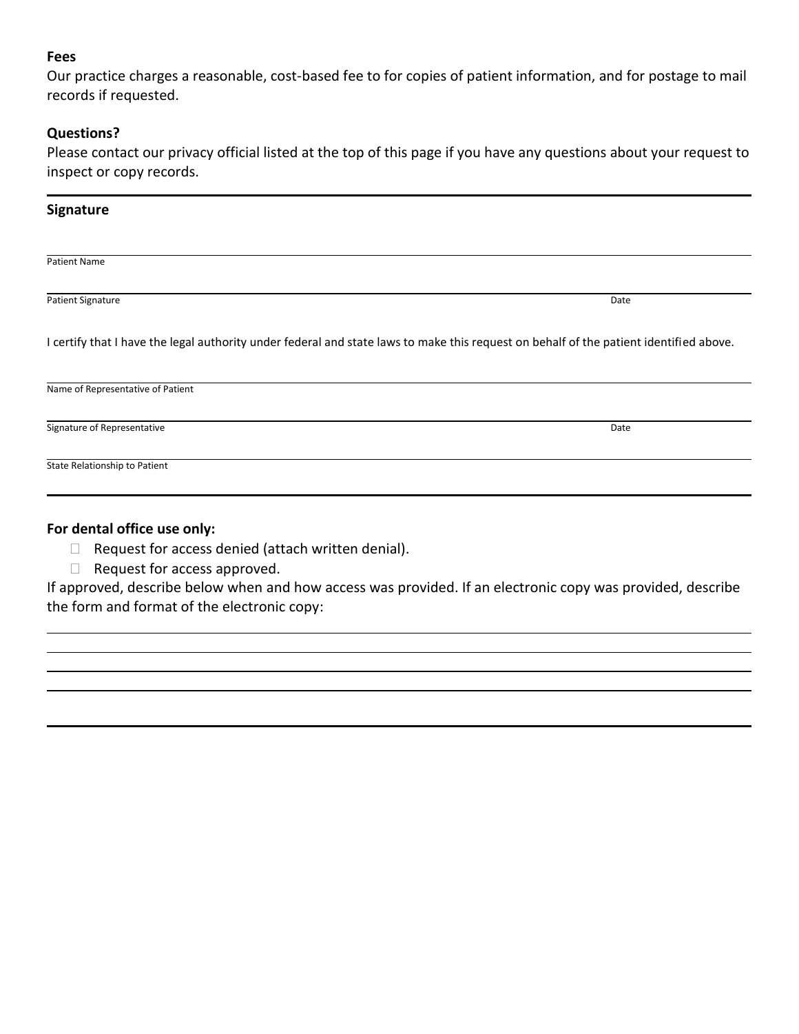**Fees**

Our practice charges a reasonable, cost-based fee to for copies of patient information, and for postage to mail records if requested.

**Questions?**

Please contact our privacy official listed at the top of this page if you have any questions about your request to inspect or copy records.

---

**Signature**

\_\_\_\_\_\_\_\_\_\_\_\_\_\_\_\_\_\_\_\_\_\_\_\_\_\_\_\_\_\_\_\_\_\_\_\_\_\_\_\_\_\_\_\_\_\_\_\_\_\_\_\_\_\_\_\_\_\_\_\_\_\_\_\_\_\_\_\_\_\_\_\_

Patient Name

\_\_\_\_\_\_\_\_\_\_\_\_\_\_\_\_\_\_\_\_\_\_\_\_\_\_\_\_\_\_\_\_\_\_\_\_\_\_\_\_\_\_\_\_\_\_\_\_\_\_\_\_\_\_\_\_\_\_\_\_\_\_\_\_\_\_\_\_\_\_\_\_

Patient Signature Date

I certify that I have the legal authority under federal and state laws to make this request on behalf of the patient identified above.

\_\_\_\_\_\_\_\_\_\_\_\_\_\_\_\_\_\_\_\_\_\_\_\_\_\_\_\_\_\_\_\_\_\_\_\_\_\_\_\_\_\_\_\_\_\_\_\_\_\_\_\_\_\_\_\_\_\_\_\_\_\_\_\_\_\_\_\_\_\_\_\_

Name of Representative of Patient

\_\_\_\_\_\_\_\_\_\_\_\_\_\_\_\_\_\_\_\_\_\_\_\_\_\_\_\_\_\_\_\_\_\_\_\_\_\_\_\_\_\_\_\_\_\_\_\_\_\_\_\_\_\_\_\_\_\_\_\_\_\_\_\_\_\_\_\_\_\_\_\_

Signature of Representative Date

\_\_\_\_\_\_\_\_\_\_\_\_\_\_\_\_\_\_\_\_\_\_\_\_\_\_\_\_\_\_\_\_\_\_\_\_\_\_\_\_\_\_\_\_\_\_\_\_\_\_\_\_\_\_\_\_\_\_\_\_\_\_\_\_\_\_\_\_\_\_\_\_

State Relationship to Patient

---

**For dental office use only:**

- ☐ Request for access denied (attach written denial).
- ☐ Request for access approved.

If approved, describe below when and how access was provided. If an electronic copy was provided, describe the form and format of the electronic copy:

\_\_\_\_\_\_\_\_\_\_\_\_\_\_\_\_\_\_\_\_\_\_\_\_\_\_\_\_\_\_\_\_\_\_\_\_\_\_\_\_\_\_\_\_\_\_\_\_\_\_\_\_\_\_\_\_\_\_\_\_\_\_\_\_\_\_\_\_\_\_\_\_

\_\_\_\_\_\_\_\_\_\_\_\_\_\_\_\_\_\_\_\_\_\_\_\_\_\_\_\_\_\_\_\_\_\_\_\_\_\_\_\_\_\_\_\_\_\_\_\_\_\_\_\_\_\_\_\_\_\_\_\_\_\_\_\_\_\_\_\_\_\_\_\_

\_\_\_\_\_\_\_\_\_\_\_\_\_\_\_\_\_\_\_\_\_\_\_\_\_\_\_\_\_\_\_\_\_\_\_\_\_\_\_\_\_\_\_\_\_\_\_\_\_\_\_\_\_\_\_\_\_\_\_\_\_\_\_\_\_\_\_\_\_\_\_\_

\_\_\_\_\_\_\_\_\_\_\_\_\_\_\_\_\_\_\_\_\_\_\_\_\_\_\_\_\_\_\_\_\_\_\_\_\_\_\_\_\_\_\_\_\_\_\_\_\_\_\_\_\_\_\_\_\_\_\_\_\_\_\_\_\_\_\_\_\_\_\_\_